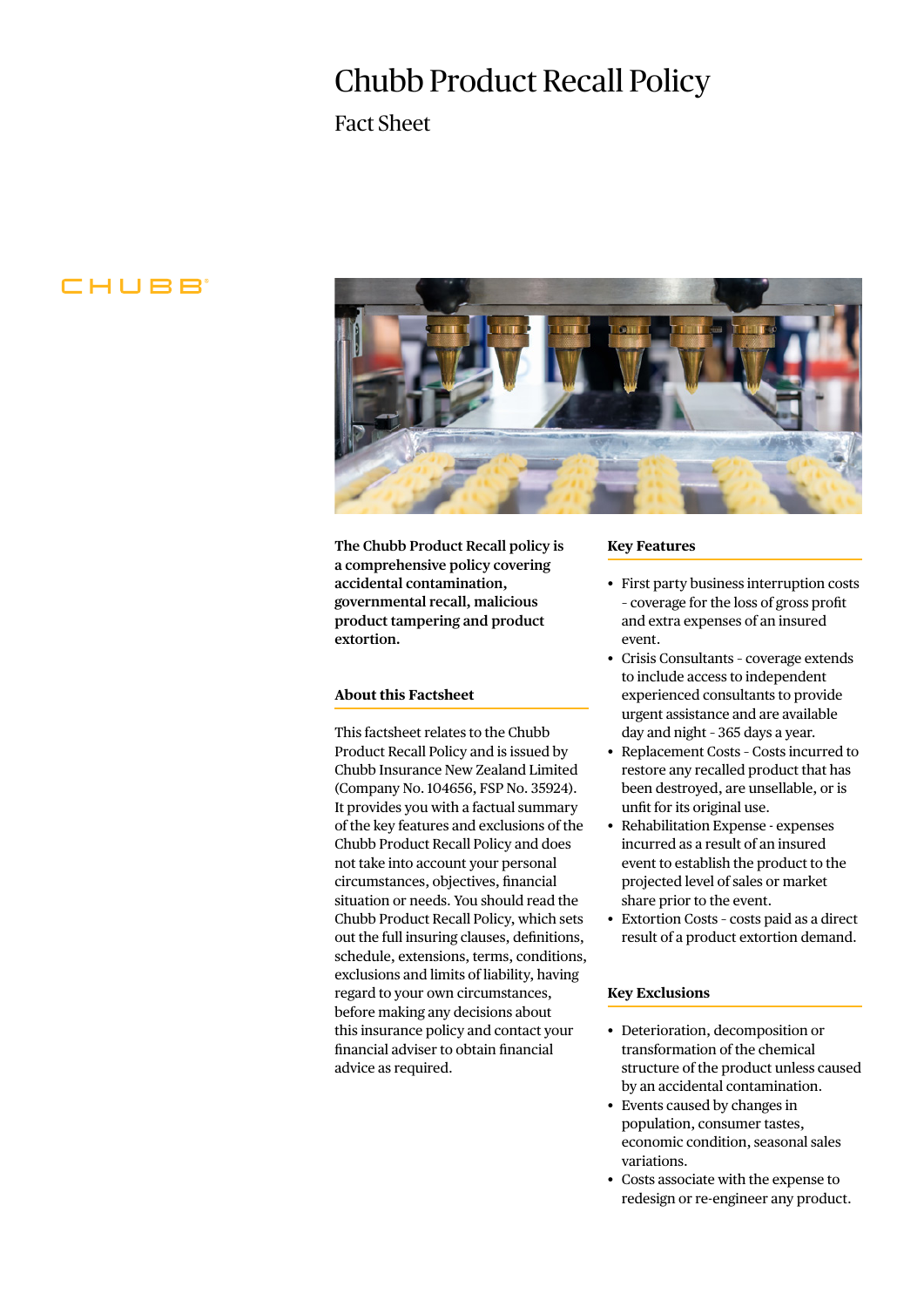# Chubb Product Recall Policy

## Fact Sheet

**The Chubb Product Recall policy is a comprehensive policy covering accidental contamination, governmental recall, malicious product tampering and product extortion.**

### About this Factsheet

This factsheet relates to the Chubb Product Recall Policy and is issued by Chubb Insurance New Zealand Limited (Company No. 104656, FSP No. 35924). It provides you with a factual summary of the key features and exclusions of the Chubb Product Recall Policy and does not take into account your personal circumstances, objectives, financial situation or needs. You should read the Chubb Product Recall Policy, which sets out the full insuring clauses, definitions, schedule, extensions, terms, conditions, exclusions and limits of liability, having regard to your own circumstances, before making any decisions about this insurance policy and contact your financial adviser to obtain financial advice as required.

### Key Features

- First party business interruption costs - coverage for the loss of gross profit and extra expenses of an insured event.
- Crisis Consultants - coverage extends to include access to independent experienced consultants to provide urgent assistance and are available day and night - 365 days a year.
- Replacement Costs - Costs incurred to restore any recalled product that has been destroyed, are unsellable, or is unfit for its original use.
- Rehabilitation Expense - expenses incurred as a result of an insured event to establish the product to the projected level of sales or market share prior to the event.
- Extortion Costs - costs paid as a direct result of a product extortion demand.

### Key Exclusions

- Deterioration, decomposition or transformation of the chemical structure of the product unless caused by an accidental contamination.
- Events caused by changes in population, consumer tastes, economic condition, seasonal sales variations.
- Costs associate with the expense to redesign or re-engineer any product.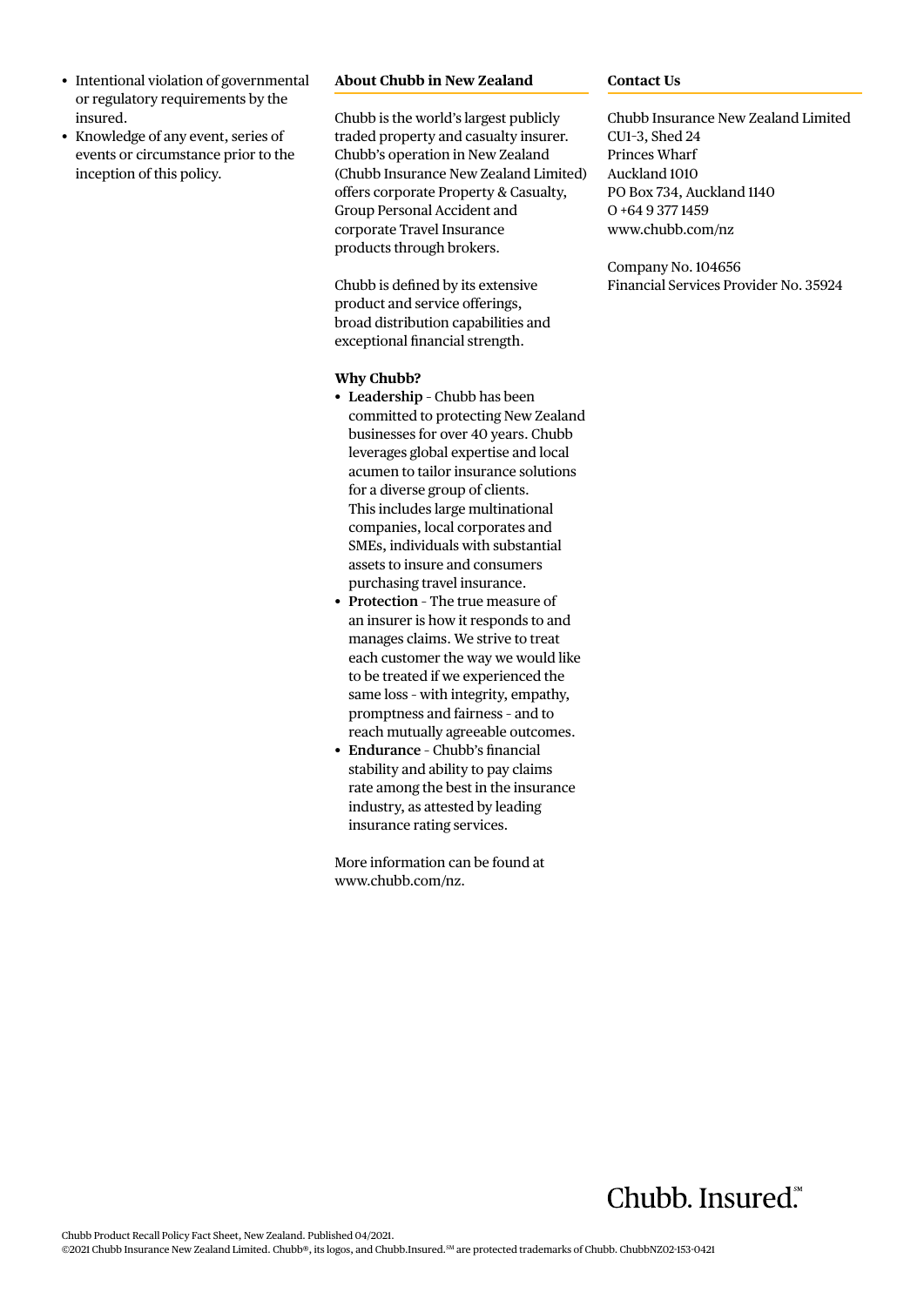- Intentional violation of governmental or regulatory requirements by the insured.
- Knowledge of any event, series of events or circumstance prior to the inception of this policy.

## About Chubb in New Zealand

Chubb is the world's largest publicly traded property and casualty insurer. Chubb's operation in New Zealand (Chubb Insurance New Zealand Limited) offers corporate Property & Casualty, Group Personal Accident and corporate Travel Insurance products through brokers.

Chubb is defined by its extensive product and service offerings, broad distribution capabilities and exceptional financial strength.

**Why Chubb?**

- **Leadership** – Chubb has been committed to protecting New Zealand businesses for over 40 years. Chubb leverages global expertise and local acumen to tailor insurance solutions for a diverse group of clients. This includes large multinational companies, local corporates and SMEs, individuals with substantial assets to insure and consumers purchasing travel insurance.
- **Protection** – The true measure of an insurer is how it responds to and manages claims. We strive to treat each customer the way we would like to be treated if we experienced the same loss – with integrity, empathy, promptness and fairness – and to reach mutually agreeable outcomes.
- **Endurance** – Chubb's financial stability and ability to pay claims rate among the best in the insurance industry, as attested by leading insurance rating services.

More information can be found at www.chubb.com/nz.

## Contact Us

Chubb Insurance New Zealand Limited
CU1-3, Shed 24
Princes Wharf
Auckland 1010
PO Box 734, Auckland 1140
O +64 9 377 1459
www.chubb.com/nz

Company No. 104656
Financial Services Provider No. 35924

Chubb. Insured.℠

Chubb Product Recall Policy Fact Sheet, New Zealand. Published 04/2021.
©2021 Chubb Insurance New Zealand Limited. Chubb®, its logos, and Chubb.Insured.℠ are protected trademarks of Chubb. ChubbNZ02-153-0421